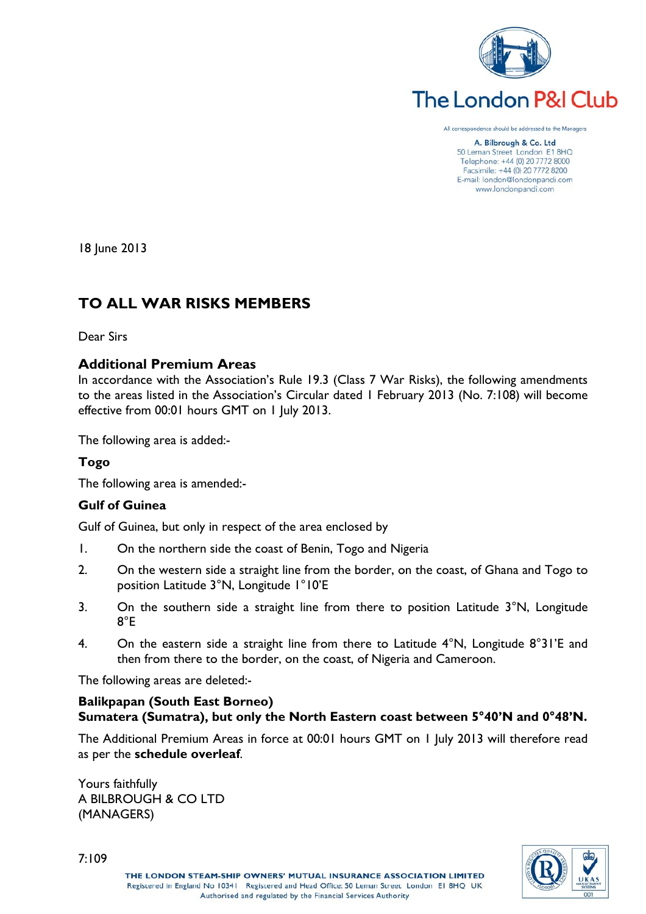The London P&I Club

All correspondence should be addressed to the Managers

**A. Bilbrough & Co. Ltd**
50 Leman Street London E1 8HQ
Telephone: +44 (0) 20 7772 8000
Facsimile: +44 (0) 20 7772 8200
E-mail: london@londonpandi.com
www.londonpandi.com

18 June 2013

# TO ALL WAR RISKS MEMBERS

Dear Sirs

## Additional Premium Areas

In accordance with the Association's Rule 19.3 (Class 7 War Risks), the following amendments to the areas listed in the Association's Circular dated 1 February 2013 (No. 7:108) will become effective from 00:01 hours GMT on 1 July 2013.

The following area is added:-

**Togo**

The following area is amended:-

**Gulf of Guinea**

Gulf of Guinea, but only in respect of the area enclosed by

1. On the northern side the coast of Benin, Togo and Nigeria
2. On the western side a straight line from the border, on the coast, of Ghana and Togo to position Latitude 3°N, Longitude 1°10'E
3. On the southern side a straight line from there to position Latitude 3°N, Longitude 8°E
4. On the eastern side a straight line from there to Latitude 4°N, Longitude 8°31'E and then from there to the border, on the coast, of Nigeria and Cameroon.

The following areas are deleted:-

**Balikpapan (South East Borneo)**
**Sumatera (Sumatra), but only the North Eastern coast between 5°40'N and 0°48'N.**

The Additional Premium Areas in force at 00:01 hours GMT on 1 July 2013 will therefore read as per the **schedule overleaf**.

Yours faithfully
A BILBROUGH & CO LTD
(MANAGERS)

7:109

THE LONDON STEAM-SHIP OWNERS' MUTUAL INSURANCE ASSOCIATION LIMITED
Registered in England No 10341 Registered and Head Office: 50 Leman Street London E1 8HQ UK
Authorised and regulated by the Financial Services Authority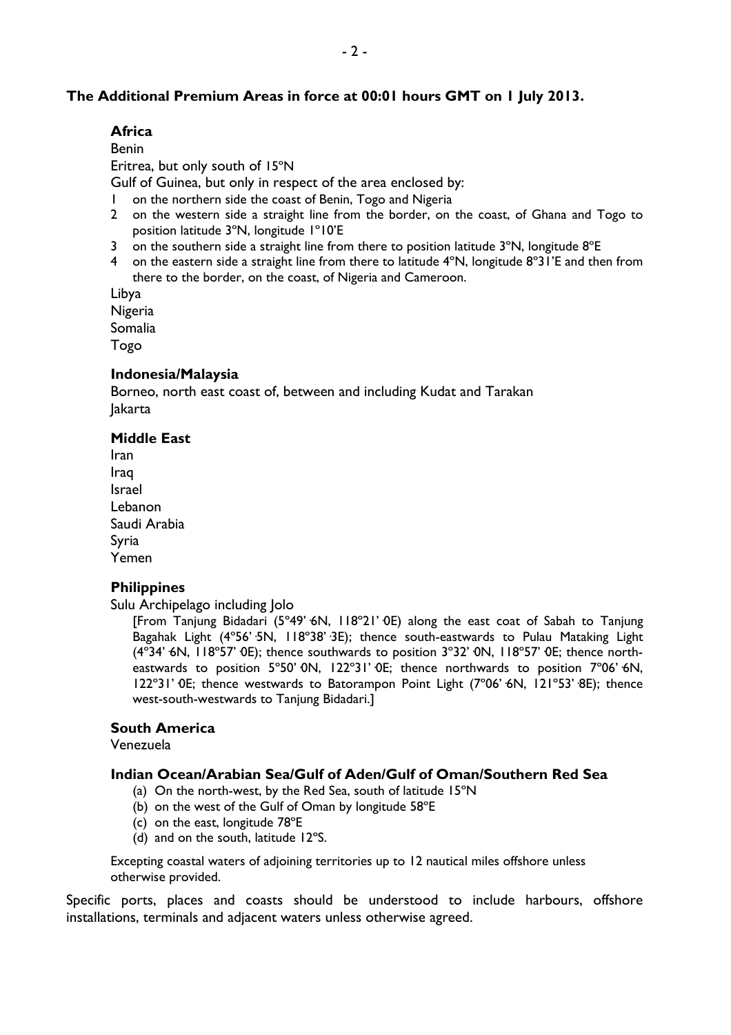**The Additional Premium Areas in force at 00:01 hours GMT on 1 July 2013.**

### Africa

Benin

Eritrea, but only south of 15°N

Gulf of Guinea, but only in respect of the area enclosed by:

1 on the northern side the coast of Benin, Togo and Nigeria
2 on the western side a straight line from the border, on the coast, of Ghana and Togo to position latitude 3°N, longitude 1°10'E
3 on the southern side a straight line from there to position latitude 3°N, longitude 8°E
4 on the eastern side a straight line from there to latitude 4°N, longitude 8°31'E and then from there to the border, on the coast, of Nigeria and Cameroon.

Libya

Nigeria

Somalia

Togo

### Indonesia/Malaysia

Borneo, north east coast of, between and including Kudat and Tarakan

Jakarta

### Middle East

Iran

Iraq

Israel

Lebanon

Saudi Arabia

Syria

Yemen

### Philippines

Sulu Archipelago including Jolo

[From Tanjung Bidadari (5°49'·6N, 118°21'·0E) along the east coat of Sabah to Tanjung Bagahak Light (4°56'·5N, 118°38'·3E); thence south-eastwards to Pulau Mataking Light (4°34'·6N, 118°57'·0E); thence southwards to position 3°32'·0N, 118°57'·0E; thence north-eastwards to position 5°50'·0N, 122°31'·0E; thence northwards to position 7°06'·6N, 122°31'·0E; thence westwards to Batorampon Point Light (7°06'·6N, 121°53'·8E); thence west-south-westwards to Tanjung Bidadari.]

### South America

Venezuela

### Indian Ocean/Arabian Sea/Gulf of Aden/Gulf of Oman/Southern Red Sea

(a) On the north-west, by the Red Sea, south of latitude 15°N
(b) on the west of the Gulf of Oman by longitude 58°E
(c) on the east, longitude 78°E
(d) and on the south, latitude 12°S.

Excepting coastal waters of adjoining territories up to 12 nautical miles offshore unless otherwise provided.

Specific ports, places and coasts should be understood to include harbours, offshore installations, terminals and adjacent waters unless otherwise agreed.